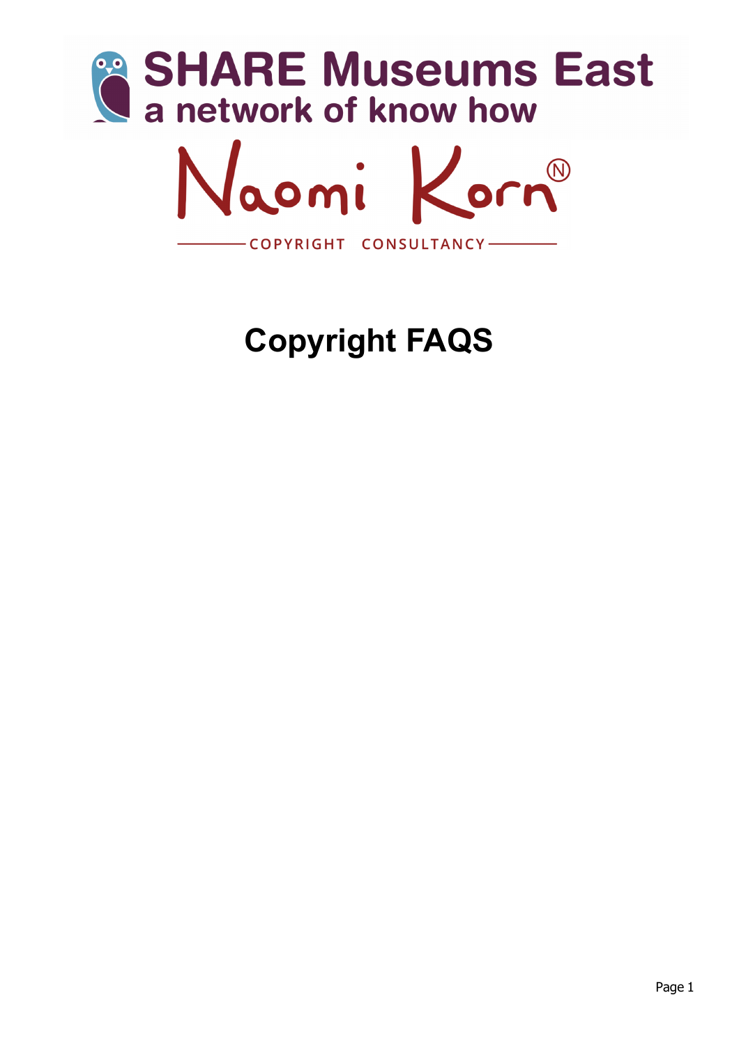SHARE Museums East

a network of know how

Naomi Korn®

COPYRIGHT CONSULTANCY

# Copyright FAQS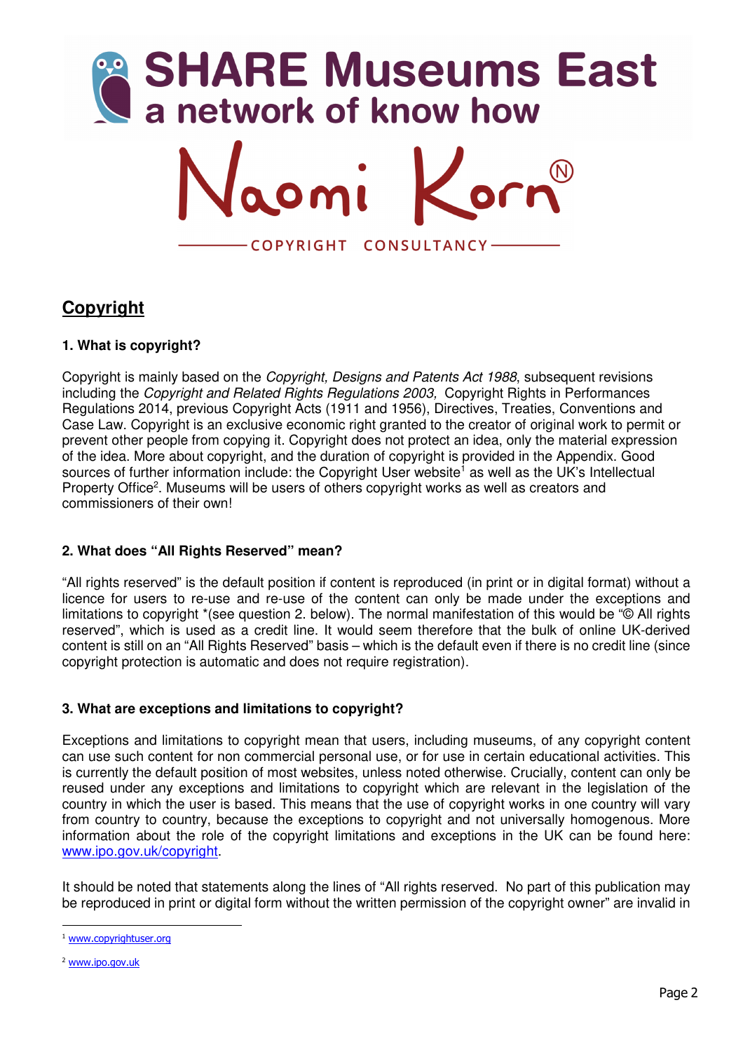SHARE Museums East
a network of know how

Naomi Korn®

COPYRIGHT CONSULTANCY

## Copyright

### 1. What is copyright?

Copyright is mainly based on the *Copyright, Designs and Patents Act 1988*, subsequent revisions including the *Copyright and Related Rights Regulations 2003,* Copyright Rights in Performances Regulations 2014, previous Copyright Acts (1911 and 1956), Directives, Treaties, Conventions and Case Law. Copyright is an exclusive economic right granted to the creator of original work to permit or prevent other people from copying it. Copyright does not protect an idea, only the material expression of the idea. More about copyright, and the duration of copyright is provided in the Appendix. Good sources of further information include: the Copyright User website[1] as well as the UK's Intellectual Property Office[2]. Museums will be users of others copyright works as well as creators and commissioners of their own!

### 2. What does "All Rights Reserved" mean?

"All rights reserved" is the default position if content is reproduced (in print or in digital format) without a licence for users to re-use and re-use of the content can only be made under the exceptions and limitations to copyright *(see question 2. below). The normal manifestation of this would be "© All rights reserved", which is used as a credit line. It would seem therefore that the bulk of online UK-derived content is still on an "All Rights Reserved" basis – which is the default even if there is no credit line (since copyright protection is automatic and does not require registration).

### 3. What are exceptions and limitations to copyright?

Exceptions and limitations to copyright mean that users, including museums, of any copyright content can use such content for non commercial personal use, or for use in certain educational activities. This is currently the default position of most websites, unless noted otherwise. Crucially, content can only be reused under any exceptions and limitations to copyright which are relevant in the legislation of the country in which the user is based. This means that the use of copyright works in one country will vary from country to country, because the exceptions to copyright and not universally homogenous. More information about the role of the copyright limitations and exceptions in the UK can be found here: www.ipo.gov.uk/copyright.

It should be noted that statements along the lines of "All rights reserved. No part of this publication may be reproduced in print or digital form without the written permission of the copyright owner" are invalid in

---

[1] www.copyrightuser.org

[2] www.ipo.gov.uk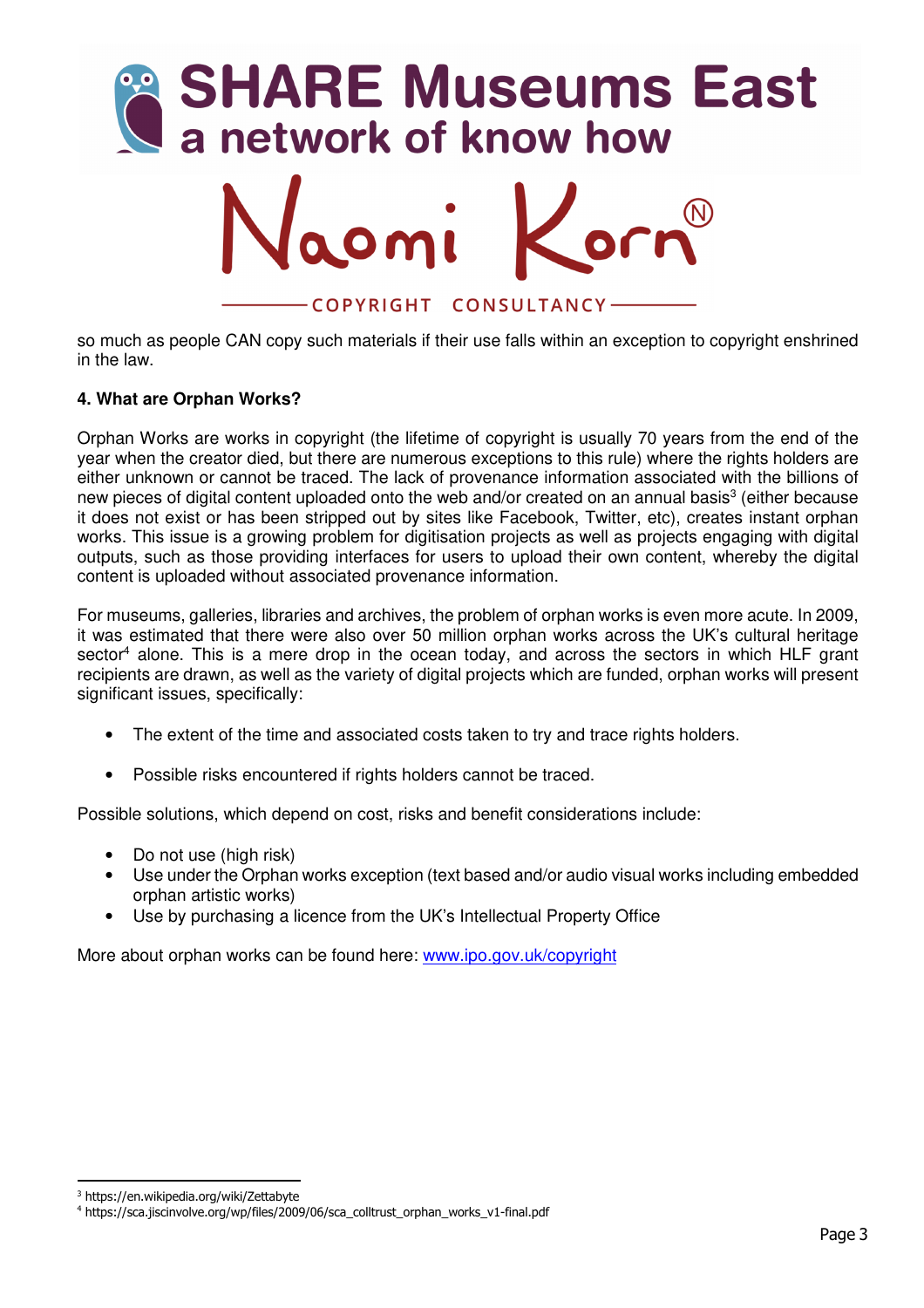so much as people CAN copy such materials if their use falls within an exception to copyright enshrined in the law.

**4. What are Orphan Works?**

Orphan Works are works in copyright (the lifetime of copyright is usually 70 years from the end of the year when the creator died, but there are numerous exceptions to this rule) where the rights holders are either unknown or cannot be traced. The lack of provenance information associated with the billions of new pieces of digital content uploaded onto the web and/or created on an annual basis[3] (either because it does not exist or has been stripped out by sites like Facebook, Twitter, etc), creates instant orphan works. This issue is a growing problem for digitisation projects as well as projects engaging with digital outputs, such as those providing interfaces for users to upload their own content, whereby the digital content is uploaded without associated provenance information.

For museums, galleries, libraries and archives, the problem of orphan works is even more acute. In 2009, it was estimated that there were also over 50 million orphan works across the UK's cultural heritage sector[4] alone. This is a mere drop in the ocean today, and across the sectors in which HLF grant recipients are drawn, as well as the variety of digital projects which are funded, orphan works will present significant issues, specifically:

- The extent of the time and associated costs taken to try and trace rights holders.
- Possible risks encountered if rights holders cannot be traced.

Possible solutions, which depend on cost, risks and benefit considerations include:

- Do not use (high risk)
- Use under the Orphan works exception (text based and/or audio visual works including embedded orphan artistic works)
- Use by purchasing a licence from the UK's Intellectual Property Office

More about orphan works can be found here: [www.ipo.gov.uk/copyright](http://www.ipo.gov.uk/copyright)

---

[3] https://en.wikipedia.org/wiki/Zettabyte

[4] https://sca.jiscinvolve.org/wp/files/2009/06/sca_colltrust_orphan_works_v1-final.pdf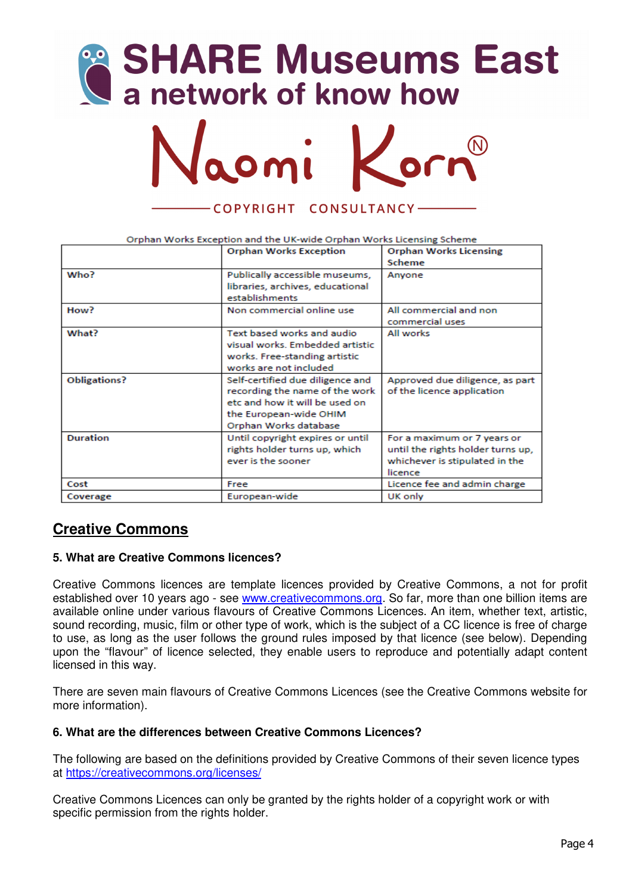Orphan Works Exception and the UK-wide Orphan Works Licensing Scheme

| | Orphan Works Exception | Orphan Works Licensing Scheme |
|---|---|---|
| Who? | Publically accessible museums, libraries, archives, educational establishments | Anyone |
| How? | Non commercial online use | All commercial and non commercial uses |
| What? | Text based works and audio visual works. Embedded artistic works. Free-standing artistic works are not included | All works |
| Obligations? | Self-certified due diligence and recording the name of the work etc and how it will be used on the European-wide OHIM Orphan Works database | Approved due diligence, as part of the licence application |
| Duration | Until copyright expires or until rights holder turns up, which ever is the sooner | For a maximum or 7 years or until the rights holder turns up, whichever is stipulated in the licence |
| Cost | Free | Licence fee and admin charge |
| Coverage | European-wide | UK only |

## Creative Commons

### 5. What are Creative Commons licences?

Creative Commons licences are template licences provided by Creative Commons, a not for profit established over 10 years ago - see www.creativecommons.org. So far, more than one billion items are available online under various flavours of Creative Commons Licences. An item, whether text, artistic, sound recording, music, film or other type of work, which is the subject of a CC licence is free of charge to use, as long as the user follows the ground rules imposed by that licence (see below). Depending upon the "flavour" of licence selected, they enable users to reproduce and potentially adapt content licensed in this way.

There are seven main flavours of Creative Commons Licences (see the Creative Commons website for more information).

### 6. What are the differences between Creative Commons Licences?

The following are based on the definitions provided by Creative Commons of their seven licence types at https://creativecommons.org/licenses/

Creative Commons Licences can only be granted by the rights holder of a copyright work or with specific permission from the rights holder.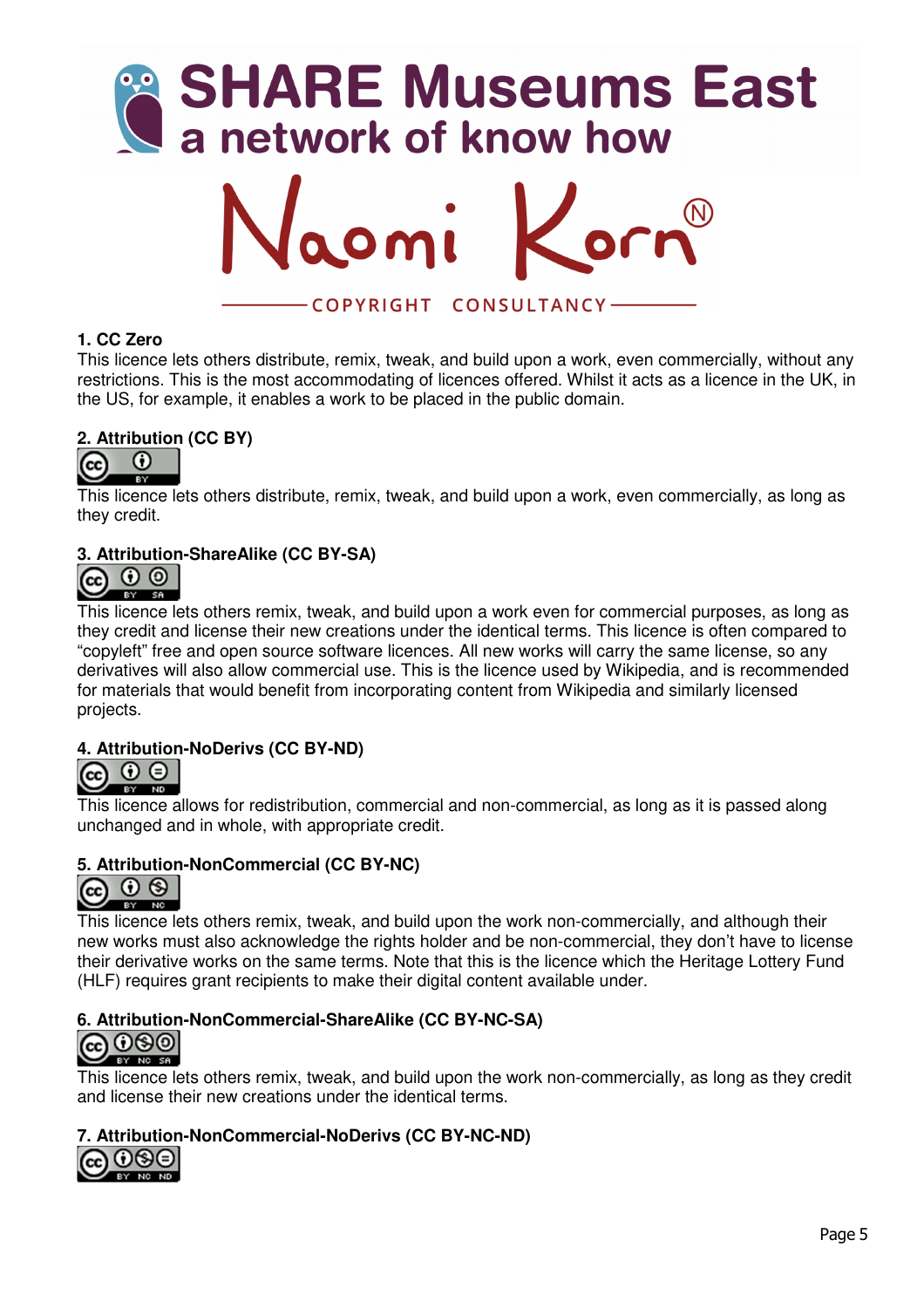# SHARE Museums East
## a network of know how

Naomi Korn
COPYRIGHT CONSULTANCY

### 1. CC Zero

This licence lets others distribute, remix, tweak, and build upon a work, even commercially, without any restrictions. This is the most accommodating of licences offered. Whilst it acts as a licence in the UK, in the US, for example, it enables a work to be placed in the public domain.

### 2. Attribution (CC BY)

This licence lets others distribute, remix, tweak, and build upon a work, even commercially, as long as they credit.

### 3. Attribution-ShareAlike (CC BY-SA)

This licence lets others remix, tweak, and build upon a work even for commercial purposes, as long as they credit and license their new creations under the identical terms. This licence is often compared to "copyleft" free and open source software licences. All new works will carry the same license, so any derivatives will also allow commercial use. This is the licence used by Wikipedia, and is recommended for materials that would benefit from incorporating content from Wikipedia and similarly licensed projects.

### 4. Attribution-NoDerivs (CC BY-ND)

This licence allows for redistribution, commercial and non-commercial, as long as it is passed along unchanged and in whole, with appropriate credit.

### 5. Attribution-NonCommercial (CC BY-NC)

This licence lets others remix, tweak, and build upon the work non-commercially, and although their new works must also acknowledge the rights holder and be non-commercial, they don't have to license their derivative works on the same terms. Note that this is the licence which the Heritage Lottery Fund (HLF) requires grant recipients to make their digital content available under.

### 6. Attribution-NonCommercial-ShareAlike (CC BY-NC-SA)

This licence lets others remix, tweak, and build upon the work non-commercially, as long as they credit and license their new creations under the identical terms.

### 7. Attribution-NonCommercial-NoDerivs (CC BY-NC-ND)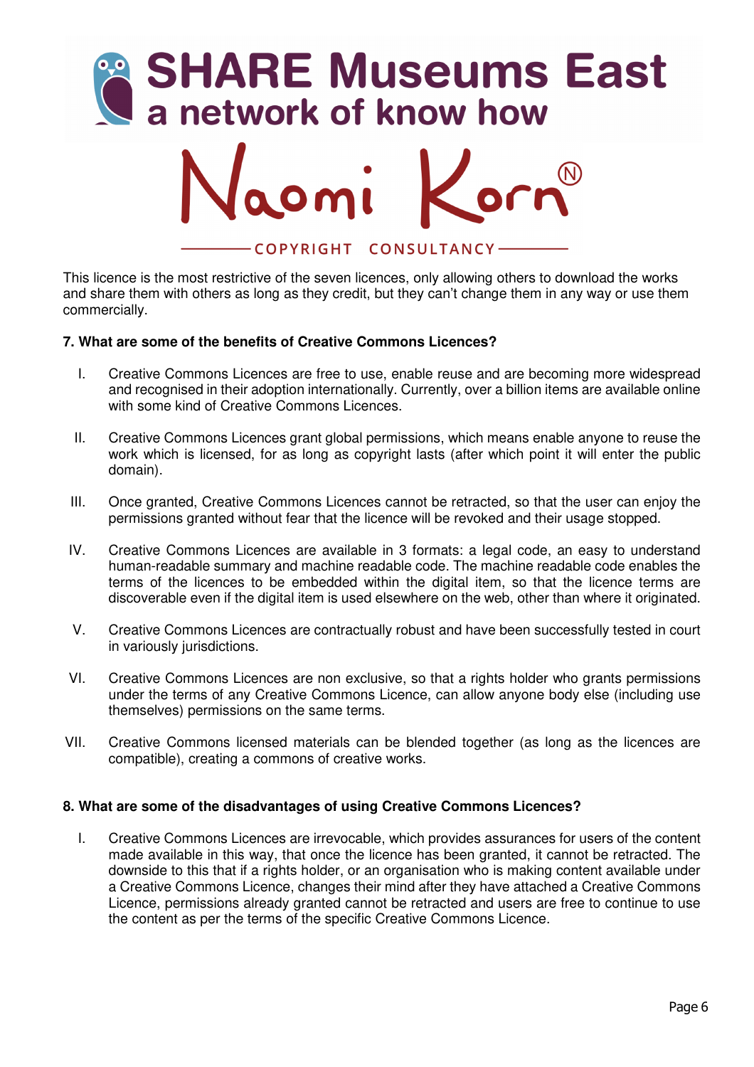This licence is the most restrictive of the seven licences, only allowing others to download the works and share them with others as long as they credit, but they can't change them in any way or use them commercially.

**7. What are some of the benefits of Creative Commons Licences?**

I. Creative Commons Licences are free to use, enable reuse and are becoming more widespread and recognised in their adoption internationally. Currently, over a billion items are available online with some kind of Creative Commons Licences.

II. Creative Commons Licences grant global permissions, which means enable anyone to reuse the work which is licensed, for as long as copyright lasts (after which point it will enter the public domain).

III. Once granted, Creative Commons Licences cannot be retracted, so that the user can enjoy the permissions granted without fear that the licence will be revoked and their usage stopped.

IV. Creative Commons Licences are available in 3 formats: a legal code, an easy to understand human-readable summary and machine readable code. The machine readable code enables the terms of the licences to be embedded within the digital item, so that the licence terms are discoverable even if the digital item is used elsewhere on the web, other than where it originated.

V. Creative Commons Licences are contractually robust and have been successfully tested in court in variously jurisdictions.

VI. Creative Commons Licences are non exclusive, so that a rights holder who grants permissions under the terms of any Creative Commons Licence, can allow anyone body else (including use themselves) permissions on the same terms.

VII. Creative Commons licensed materials can be blended together (as long as the licences are compatible), creating a commons of creative works.

**8. What are some of the disadvantages of using Creative Commons Licences?**

I. Creative Commons Licences are irrevocable, which provides assurances for users of the content made available in this way, that once the licence has been granted, it cannot be retracted. The downside to this that if a rights holder, or an organisation who is making content available under a Creative Commons Licence, changes their mind after they have attached a Creative Commons Licence, permissions already granted cannot be retracted and users are free to continue to use the content as per the terms of the specific Creative Commons Licence.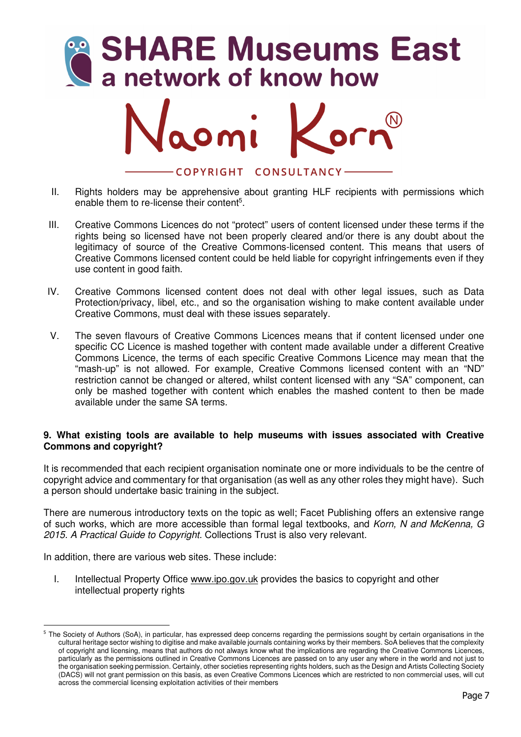II. Rights holders may be apprehensive about granting HLF recipients with permissions which enable them to re-license their content[5].

III. Creative Commons Licences do not "protect" users of content licensed under these terms if the rights being so licensed have not been properly cleared and/or there is any doubt about the legitimacy of source of the Creative Commons-licensed content. This means that users of Creative Commons licensed content could be held liable for copyright infringements even if they use content in good faith.

IV. Creative Commons licensed content does not deal with other legal issues, such as Data Protection/privacy, libel, etc., and so the organisation wishing to make content available under Creative Commons, must deal with these issues separately.

V. The seven flavours of Creative Commons Licences means that if content licensed under one specific CC Licence is mashed together with content made available under a different Creative Commons Licence, the terms of each specific Creative Commons Licence may mean that the "mash-up" is not allowed. For example, Creative Commons licensed content with an "ND" restriction cannot be changed or altered, whilst content licensed with any "SA" component, can only be mashed together with content which enables the mashed content to then be made available under the same SA terms.

**9. What existing tools are available to help museums with issues associated with Creative Commons and copyright?**

It is recommended that each recipient organisation nominate one or more individuals to be the centre of copyright advice and commentary for that organisation (as well as any other roles they might have). Such a person should undertake basic training in the subject.

There are numerous introductory texts on the topic as well; Facet Publishing offers an extensive range of such works, which are more accessible than formal legal textbooks, and *Korn, N and McKenna, G 2015. A Practical Guide to Copyright.* Collections Trust is also very relevant.

In addition, there are various web sites. These include:

I. Intellectual Property Office www.ipo.gov.uk provides the basics to copyright and other intellectual property rights

---

[5] The Society of Authors (SoA), in particular, has expressed deep concerns regarding the permissions sought by certain organisations in the cultural heritage sector wishing to digitise and make available journals containing works by their members. SoA believes that the complexity of copyright and licensing, means that authors do not always know what the implications are regarding the Creative Commons Licences, particularly as the permissions outlined in Creative Commons Licences are passed on to any user any where in the world and not just to the organisation seeking permission. Certainly, other societies representing rights holders, such as the Design and Artists Collecting Society (DACS) will not grant permission on this basis, as even Creative Commons Licences which are restricted to non commercial uses, will cut across the commercial licensing exploitation activities of their members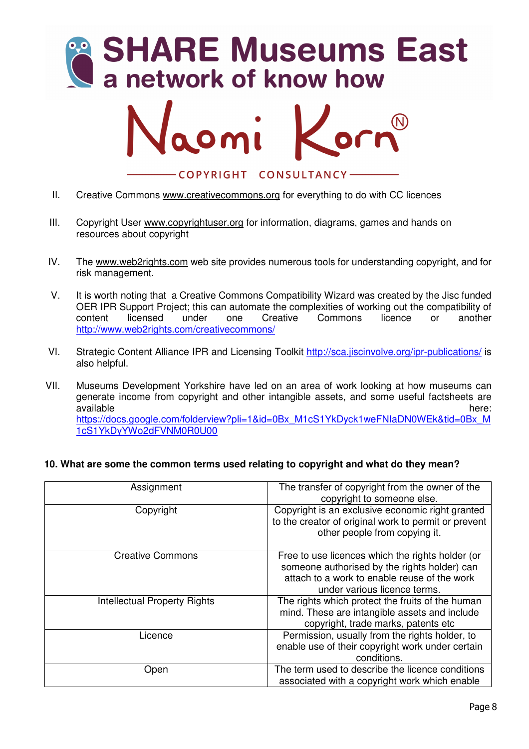II. Creative Commons www.creativecommons.org for everything to do with CC licences

III. Copyright User www.copyrightuser.org for information, diagrams, games and hands on resources about copyright

IV. The www.web2rights.com web site provides numerous tools for understanding copyright, and for risk management.

V. It is worth noting that a Creative Commons Compatibility Wizard was created by the Jisc funded OER IPR Support Project; this can automate the complexities of working out the compatibility of content licensed under one Creative Commons licence or another http://www.web2rights.com/creativecommons/

VI. Strategic Content Alliance IPR and Licensing Toolkit http://sca.jiscinvolve.org/ipr-publications/ is also helpful.

VII. Museums Development Yorkshire have led on an area of work looking at how museums can generate income from copyright and other intangible assets, and some useful factsheets are available here: https://docs.google.com/folderview?pli=1&id=0Bx_M1cS1YkDyck1weFNIaDN0WEk&tid=0Bx_M1cS1YkDyYWo2dFVNM0R0U00

**10. What are some the common terms used relating to copyright and what do they mean?**

| | |
|---|---|
| Assignment | The transfer of copyright from the owner of the copyright to someone else. |
| Copyright | Copyright is an exclusive economic right granted to the creator of original work to permit or prevent other people from copying it. |
| Creative Commons | Free to use licences which the rights holder (or someone authorised by the rights holder) can attach to a work to enable reuse of the work under various licence terms. |
| Intellectual Property Rights | The rights which protect the fruits of the human mind. These are intangible assets and include copyright, trade marks, patents etc |
| Licence | Permission, usually from the rights holder, to enable use of their copyright work under certain conditions. |
| Open | The term used to describe the licence conditions associated with a copyright work which enable |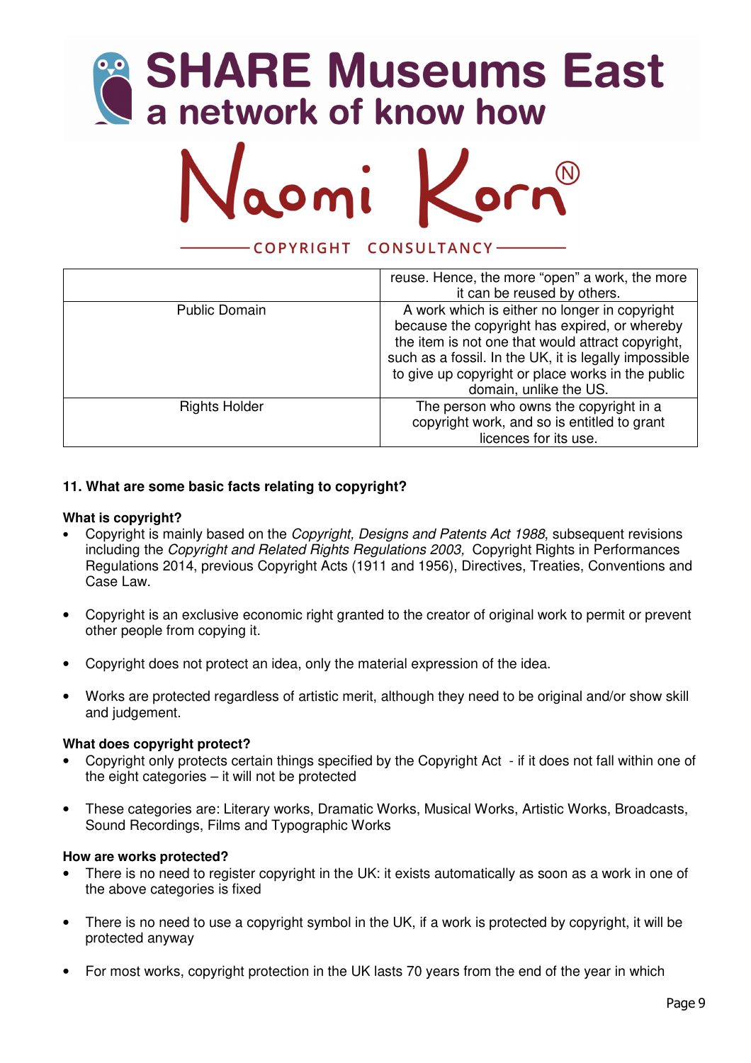| | |
|---|---|
| | reuse. Hence, the more "open" a work, the more it can be reused by others. |
| Public Domain | A work which is either no longer in copyright because the copyright has expired, or whereby the item is not one that would attract copyright, such as a fossil. In the UK, it is legally impossible to give up copyright or place works in the public domain, unlike the US. |
| Rights Holder | The person who owns the copyright in a copyright work, and so is entitled to grant licences for its use. |

### 11. What are some basic facts relating to copyright?

**What is copyright?**

- Copyright is mainly based on the *Copyright, Designs and Patents Act 1988*, subsequent revisions including the *Copyright and Related Rights Regulations 2003,* Copyright Rights in Performances Regulations 2014, previous Copyright Acts (1911 and 1956), Directives, Treaties, Conventions and Case Law.
- Copyright is an exclusive economic right granted to the creator of original work to permit or prevent other people from copying it.
- Copyright does not protect an idea, only the material expression of the idea.
- Works are protected regardless of artistic merit, although they need to be original and/or show skill and judgement.

**What does copyright protect?**

- Copyright only protects certain things specified by the Copyright Act - if it does not fall within one of the eight categories – it will not be protected
- These categories are: Literary works, Dramatic Works, Musical Works, Artistic Works, Broadcasts, Sound Recordings, Films and Typographic Works

**How are works protected?**

- There is no need to register copyright in the UK: it exists automatically as soon as a work in one of the above categories is fixed
- There is no need to use a copyright symbol in the UK, if a work is protected by copyright, it will be protected anyway
- For most works, copyright protection in the UK lasts 70 years from the end of the year in which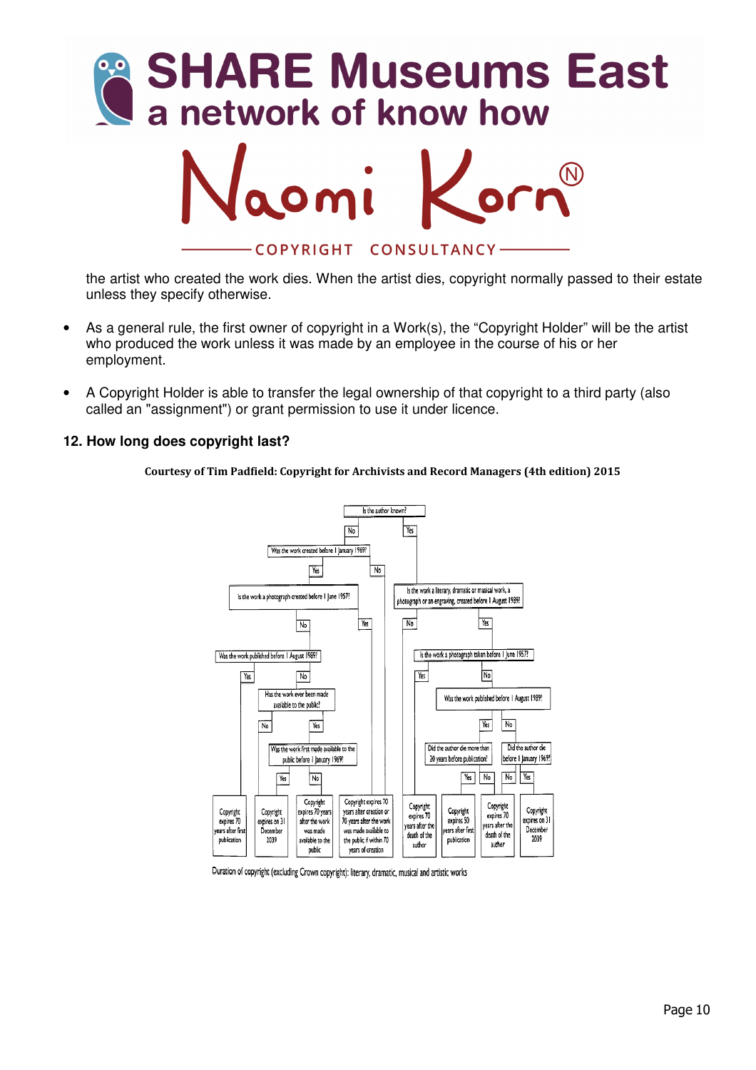the artist who created the work dies. When the artist dies, copyright normally passed to their estate unless they specify otherwise.

- As a general rule, the first owner of copyright in a Work(s), the "Copyright Holder" will be the artist who produced the work unless it was made by an employee in the course of his or her employment.

- A Copyright Holder is able to transfer the legal ownership of that copyright to a third party (also called an "assignment") or grant permission to use it under licence.

## 12. How long does copyright last?

**Courtesy of Tim Padfield: Copyright for Archivists and Record Managers (4th edition) 2015**

Is the author known?

- **No** → Was the work created before 1 January 1969?
  - **No** → Copyright expires 70 years after creation or 70 years after the work was made available to the public if within 70 years of creation
  - **Yes** → Is the work a photograph created before 1 June 1957?
    - **Yes** → Copyright expires 70 years after creation or 70 years after the work was made available to the public if within 70 years of creation
    - **No** → Was the work published before 1 August 1989?
      - **Yes** → Copyright expires 70 years after first publication
      - **No** → Has the work ever been made available to the public?
        - **No** → Copyright expires on 31 December 2039
        - **Yes** → Was the work first made available to the public before 1 January 1969?
          - **Yes** → Copyright expires on 31 December 2039
          - **No** → Copyright expires 70 years after the work was made available to the public
- **Yes** → Is the work a literary, dramatic or musical work, a photograph or an engraving, created before 1 August 1989?
  - **No** → Copyright expires 70 years after the death of the author
  - **Yes** → Is the work a photograph taken before 1 June 1957?
    - **Yes** → Copyright expires 70 years after the death of the author
    - **No** → Was the work published before 1 August 1989?
      - **Yes** → Did the author die more than 20 years before publication?
        - **Yes** → Copyright expires 50 years after first publication
        - **No** → Copyright expires 70 years after the death of the author
      - **No** → Did the author die before 1 January 1969?
        - **No** → Copyright expires 70 years after the death of the author
        - **Yes** → Copyright expires on 31 December 2039

Duration of copyright (excluding Crown copyright): literary, dramatic, musical and artistic works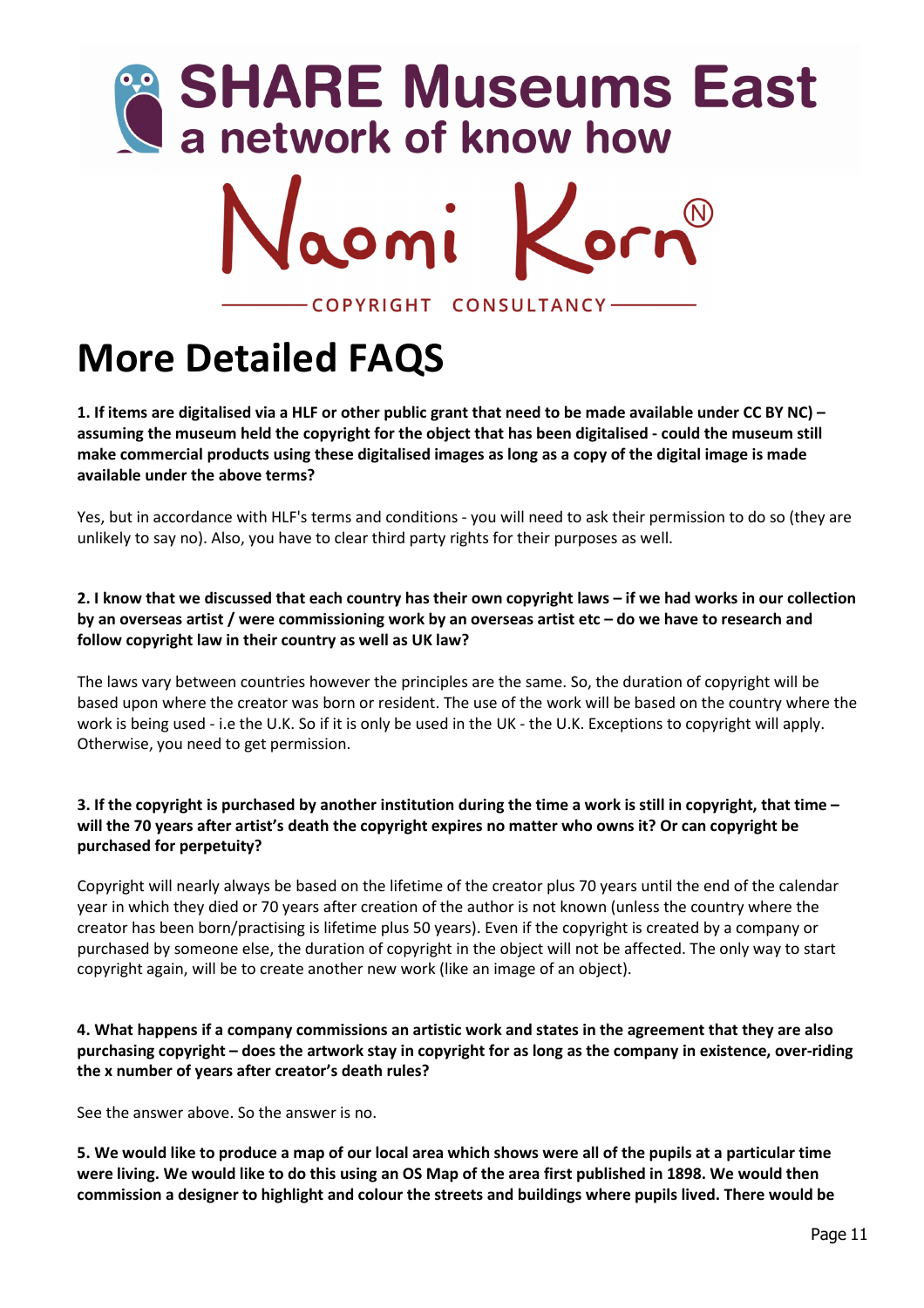# More Detailed FAQS

**1. If items are digitalised via a HLF or other public grant that need to be made available under CC BY NC) – assuming the museum held the copyright for the object that has been digitalised - could the museum still make commercial products using these digitalised images as long as a copy of the digital image is made available under the above terms?**

Yes, but in accordance with HLF's terms and conditions - you will need to ask their permission to do so (they are unlikely to say no). Also, you have to clear third party rights for their purposes as well.

**2. I know that we discussed that each country has their own copyright laws – if we had works in our collection by an overseas artist / were commissioning work by an overseas artist etc – do we have to research and follow copyright law in their country as well as UK law?**

The laws vary between countries however the principles are the same. So, the duration of copyright will be based upon where the creator was born or resident. The use of the work will be based on the country where the work is being used - i.e the U.K. So if it is only be used in the UK - the U.K. Exceptions to copyright will apply. Otherwise, you need to get permission.

**3. If the copyright is purchased by another institution during the time a work is still in copyright, that time – will the 70 years after artist's death the copyright expires no matter who owns it? Or can copyright be purchased for perpetuity?**

Copyright will nearly always be based on the lifetime of the creator plus 70 years until the end of the calendar year in which they died or 70 years after creation of the author is not known (unless the country where the creator has been born/practising is lifetime plus 50 years). Even if the copyright is created by a company or purchased by someone else, the duration of copyright in the object will not be affected. The only way to start copyright again, will be to create another new work (like an image of an object).

**4. What happens if a company commissions an artistic work and states in the agreement that they are also purchasing copyright – does the artwork stay in copyright for as long as the company in existence, over-riding the x number of years after creator's death rules?**

See the answer above. So the answer is no.

**5. We would like to produce a map of our local area which shows were all of the pupils at a particular time were living. We would like to do this using an OS Map of the area first published in 1898. We would then commission a designer to highlight and colour the streets and buildings where pupils lived. There would be**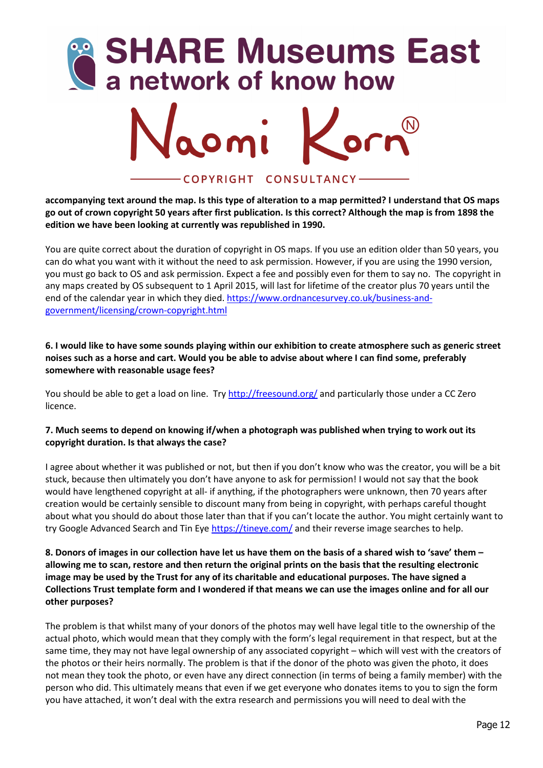**accompanying text around the map. Is this type of alteration to a map permitted? I understand that OS maps go out of crown copyright 50 years after first publication. Is this correct? Although the map is from 1898 the edition we have been looking at currently was republished in 1990.**

You are quite correct about the duration of copyright in OS maps. If you use an edition older than 50 years, you can do what you want with it without the need to ask permission. However, if you are using the 1990 version, you must go back to OS and ask permission. Expect a fee and possibly even for them to say no. The copyright in any maps created by OS subsequent to 1 April 2015, will last for lifetime of the creator plus 70 years until the end of the calendar year in which they died. https://www.ordnancesurvey.co.uk/business-and-government/licensing/crown-copyright.html

**6. I would like to have some sounds playing within our exhibition to create atmosphere such as generic street noises such as a horse and cart. Would you be able to advise about where I can find some, preferably somewhere with reasonable usage fees?**

You should be able to get a load on line. Try http://freesound.org/ and particularly those under a CC Zero licence.

**7. Much seems to depend on knowing if/when a photograph was published when trying to work out its copyright duration. Is that always the case?**

I agree about whether it was published or not, but then if you don't know who was the creator, you will be a bit stuck, because then ultimately you don't have anyone to ask for permission! I would not say that the book would have lengthened copyright at all- if anything, if the photographers were unknown, then 70 years after creation would be certainly sensible to discount many from being in copyright, with perhaps careful thought about what you should do about those later than that if you can't locate the author. You might certainly want to try Google Advanced Search and Tin Eye https://tineye.com/ and their reverse image searches to help.

**8. Donors of images in our collection have let us have them on the basis of a shared wish to 'save' them – allowing me to scan, restore and then return the original prints on the basis that the resulting electronic image may be used by the Trust for any of its charitable and educational purposes. The have signed a Collections Trust template form and I wondered if that means we can use the images online and for all our other purposes?**

The problem is that whilst many of your donors of the photos may well have legal title to the ownership of the actual photo, which would mean that they comply with the form's legal requirement in that respect, but at the same time, they may not have legal ownership of any associated copyright – which will vest with the creators of the photos or their heirs normally. The problem is that if the donor of the photo was given the photo, it does not mean they took the photo, or even have any direct connection (in terms of being a family member) with the person who did. This ultimately means that even if we get everyone who donates items to you to sign the form you have attached, it won't deal with the extra research and permissions you will need to deal with the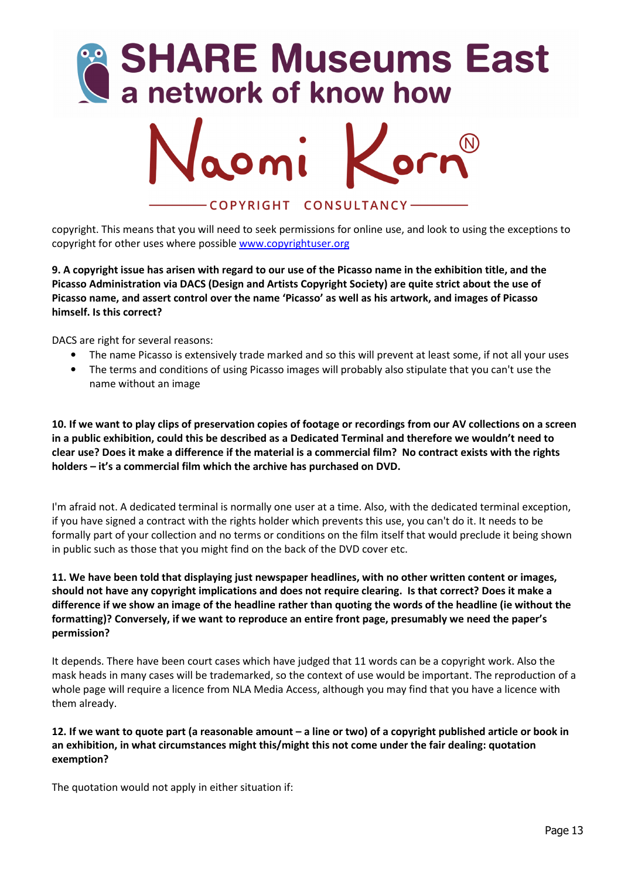copyright. This means that you will need to seek permissions for online use, and look to using the exceptions to copyright for other uses where possible [www.copyrightuser.org](http://www.copyrightuser.org)

**9. A copyright issue has arisen with regard to our use of the Picasso name in the exhibition title, and the Picasso Administration via DACS (Design and Artists Copyright Society) are quite strict about the use of Picasso name, and assert control over the name 'Picasso' as well as his artwork, and images of Picasso himself. Is this correct?**

DACS are right for several reasons:

- The name Picasso is extensively trade marked and so this will prevent at least some, if not all your uses
- The terms and conditions of using Picasso images will probably also stipulate that you can't use the name without an image

**10. If we want to play clips of preservation copies of footage or recordings from our AV collections on a screen in a public exhibition, could this be described as a Dedicated Terminal and therefore we wouldn't need to clear use? Does it make a difference if the material is a commercial film? No contract exists with the rights holders – it's a commercial film which the archive has purchased on DVD.**

I'm afraid not. A dedicated terminal is normally one user at a time. Also, with the dedicated terminal exception, if you have signed a contract with the rights holder which prevents this use, you can't do it. It needs to be formally part of your collection and no terms or conditions on the film itself that would preclude it being shown in public such as those that you might find on the back of the DVD cover etc.

**11. We have been told that displaying just newspaper headlines, with no other written content or images, should not have any copyright implications and does not require clearing. Is that correct? Does it make a difference if we show an image of the headline rather than quoting the words of the headline (ie without the formatting)? Conversely, if we want to reproduce an entire front page, presumably we need the paper's permission?**

It depends. There have been court cases which have judged that 11 words can be a copyright work. Also the mask heads in many cases will be trademarked, so the context of use would be important. The reproduction of a whole page will require a licence from NLA Media Access, although you may find that you have a licence with them already.

**12. If we want to quote part (a reasonable amount – a line or two) of a copyright published article or book in an exhibition, in what circumstances might this/might this not come under the fair dealing: quotation exemption?**

The quotation would not apply in either situation if: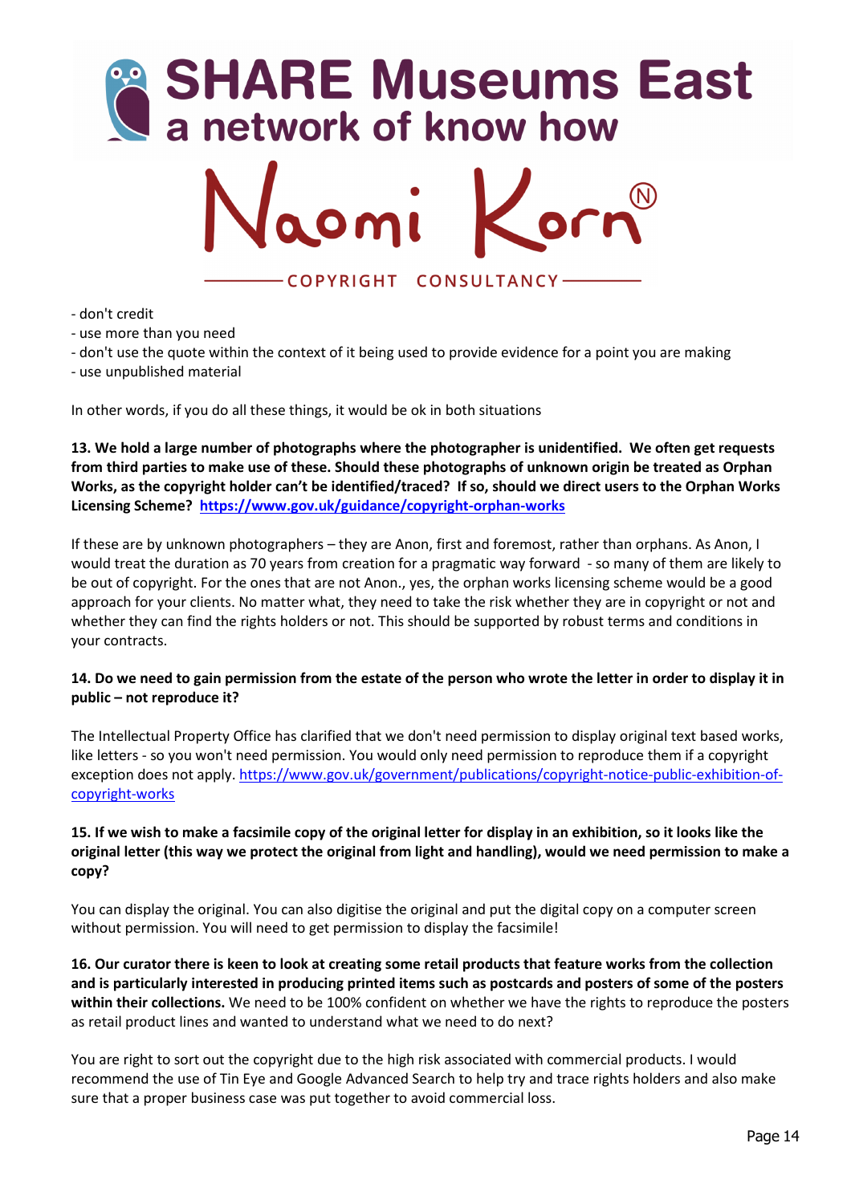- don't credit
- use more than you need
- don't use the quote within the context of it being used to provide evidence for a point you are making
- use unpublished material

In other words, if you do all these things, it would be ok in both situations

**13. We hold a large number of photographs where the photographer is unidentified. We often get requests from third parties to make use of these. Should these photographs of unknown origin be treated as Orphan Works, as the copyright holder can't be identified/traced? If so, should we direct users to the Orphan Works Licensing Scheme? https://www.gov.uk/guidance/copyright-orphan-works**

If these are by unknown photographers – they are Anon, first and foremost, rather than orphans. As Anon, I would treat the duration as 70 years from creation for a pragmatic way forward - so many of them are likely to be out of copyright. For the ones that are not Anon., yes, the orphan works licensing scheme would be a good approach for your clients. No matter what, they need to take the risk whether they are in copyright or not and whether they can find the rights holders or not. This should be supported by robust terms and conditions in your contracts.

**14. Do we need to gain permission from the estate of the person who wrote the letter in order to display it in public – not reproduce it?**

The Intellectual Property Office has clarified that we don't need permission to display original text based works, like letters - so you won't need permission. You would only need permission to reproduce them if a copyright exception does not apply. https://www.gov.uk/government/publications/copyright-notice-public-exhibition-of-copyright-works

**15. If we wish to make a facsimile copy of the original letter for display in an exhibition, so it looks like the original letter (this way we protect the original from light and handling), would we need permission to make a copy?**

You can display the original. You can also digitise the original and put the digital copy on a computer screen without permission. You will need to get permission to display the facsimile!

**16. Our curator there is keen to look at creating some retail products that feature works from the collection and is particularly interested in producing printed items such as postcards and posters of some of the posters within their collections.** We need to be 100% confident on whether we have the rights to reproduce the posters as retail product lines and wanted to understand what we need to do next?

You are right to sort out the copyright due to the high risk associated with commercial products. I would recommend the use of Tin Eye and Google Advanced Search to help try and trace rights holders and also make sure that a proper business case was put together to avoid commercial loss.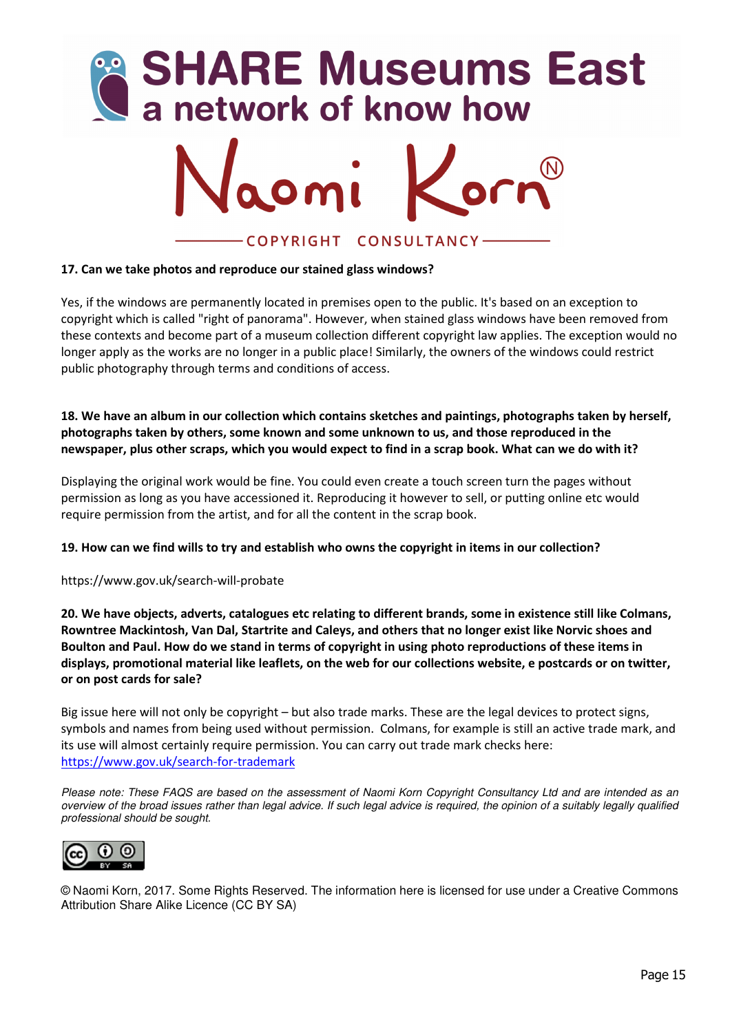**17. Can we take photos and reproduce our stained glass windows?**

Yes, if the windows are permanently located in premises open to the public. It's based on an exception to copyright which is called "right of panorama". However, when stained glass windows have been removed from these contexts and become part of a museum collection different copyright law applies. The exception would no longer apply as the works are no longer in a public place! Similarly, the owners of the windows could restrict public photography through terms and conditions of access.

**18. We have an album in our collection which contains sketches and paintings, photographs taken by herself, photographs taken by others, some known and some unknown to us, and those reproduced in the newspaper, plus other scraps, which you would expect to find in a scrap book. What can we do with it?**

Displaying the original work would be fine. You could even create a touch screen turn the pages without permission as long as you have accessioned it. Reproducing it however to sell, or putting online etc would require permission from the artist, and for all the content in the scrap book.

**19. How can we find wills to try and establish who owns the copyright in items in our collection?**

https://www.gov.uk/search-will-probate

**20. We have objects, adverts, catalogues etc relating to different brands, some in existence still like Colmans, Rowntree Mackintosh, Van Dal, Startrite and Caleys, and others that no longer exist like Norvic shoes and Boulton and Paul. How do we stand in terms of copyright in using photo reproductions of these items in displays, promotional material like leaflets, on the web for our collections website, e postcards or on twitter, or on post cards for sale?**

Big issue here will not only be copyright – but also trade marks. These are the legal devices to protect signs, symbols and names from being used without permission. Colmans, for example is still an active trade mark, and its use will almost certainly require permission. You can carry out trade mark checks here: https://www.gov.uk/search-for-trademark

*Please note: These FAQS are based on the assessment of Naomi Korn Copyright Consultancy Ltd and are intended as an overview of the broad issues rather than legal advice. If such legal advice is required, the opinion of a suitably legally qualified professional should be sought.*

© Naomi Korn, 2017. Some Rights Reserved. The information here is licensed for use under a Creative Commons Attribution Share Alike Licence (CC BY SA)